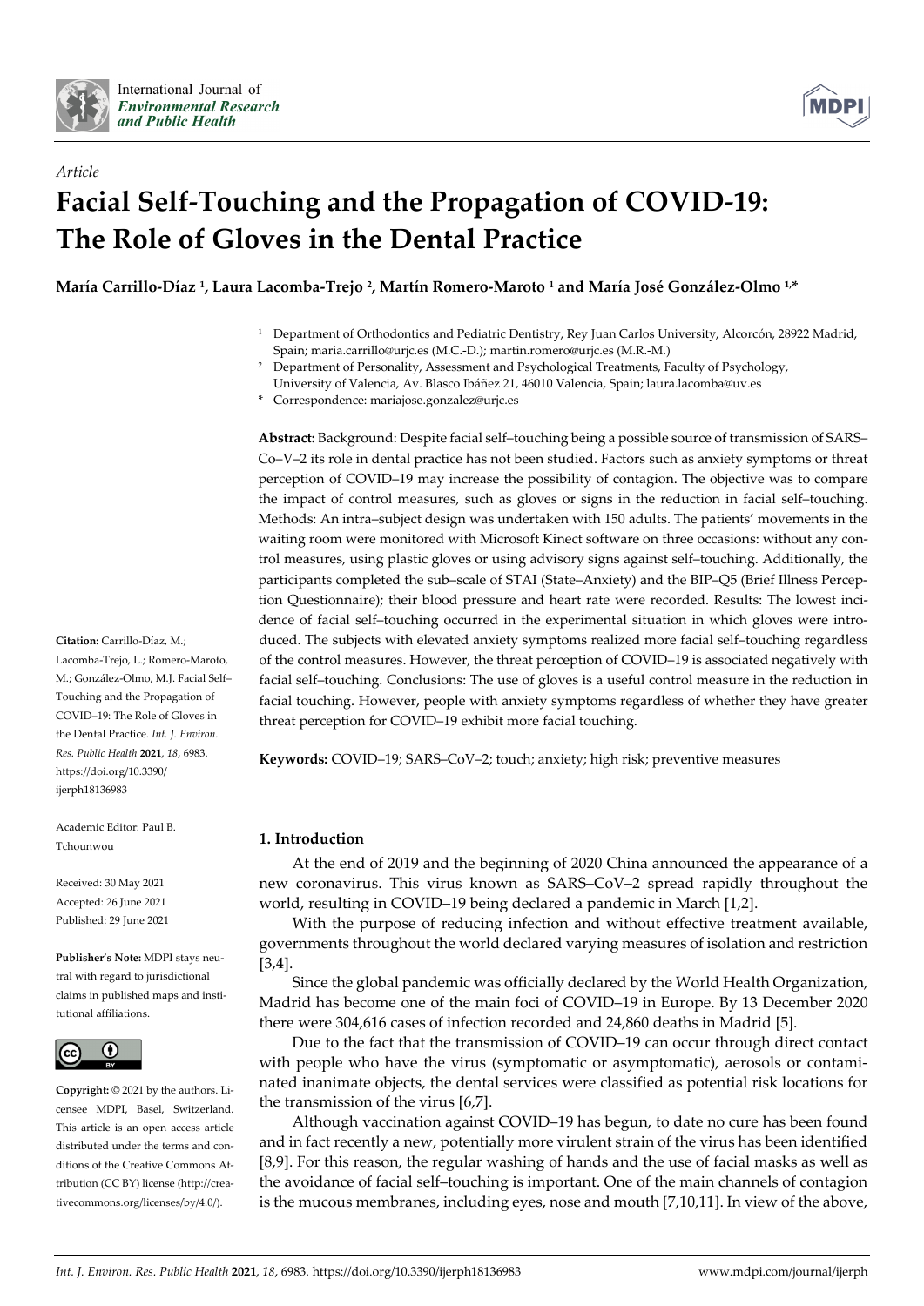*Article*

# Facial Self-Touching and the Propagation of COVID-19: The Role of Gloves in the Dental Practice

**María Carrillo-Díaz [1], Laura Lacomba-Trejo [2], Martín Romero-Maroto [1] and María José González-Olmo [1,*]**

[1] Department of Orthodontics and Pediatric Dentistry, Rey Juan Carlos University, Alcorcón, 28922 Madrid, Spain; maria.carrillo@urjc.es (M.C.-D.); martin.romero@urjc.es (M.R.-M.)

[2] Department of Personality, Assessment and Psychological Treatments, Faculty of Psychology, University of Valencia, Av. Blasco Ibáñez 21, 46010 Valencia, Spain; laura.lacomba@uv.es

* Correspondence: mariajose.gonzalez@urjc.es

**Abstract:** Background: Despite facial self–touching being a possible source of transmission of SARS–Co–V–2 its role in dental practice has not been studied. Factors such as anxiety symptoms or threat perception of COVID–19 may increase the possibility of contagion. The objective was to compare the impact of control measures, such as gloves or signs in the reduction in facial self–touching. Methods: An intra–subject design was undertaken with 150 adults. The patients' movements in the waiting room were monitored with Microsoft Kinect software on three occasions: without any control measures, using plastic gloves or using advisory signs against self–touching. Additionally, the participants completed the sub–scale of STAI (State–Anxiety) and the BIP–Q5 (Brief Illness Perception Questionnaire); their blood pressure and heart rate were recorded. Results: The lowest incidence of facial self–touching occurred in the experimental situation in which gloves were introduced. The subjects with elevated anxiety symptoms realized more facial self–touching regardless of the control measures. However, the threat perception of COVID–19 is associated negatively with facial self–touching. Conclusions: The use of gloves is a useful control measure in the reduction in facial touching. However, people with anxiety symptoms regardless of whether they have greater threat perception for COVID–19 exhibit more facial touching.

**Keywords:** COVID–19; SARS–CoV–2; touch; anxiety; high risk; preventive measures

**Citation:** Carrillo-Díaz, M.; Lacomba-Trejo, L.; Romero-Maroto, M.; González-Olmo, M.J. Facial Self–Touching and the Propagation of COVID–19: The Role of Gloves in the Dental Practice. *Int. J. Environ. Res. Public Health* **2021**, *18*, 6983. https://doi.org/10.3390/ijerph18136983

Academic Editor: Paul B. Tchounwou

Received: 30 May 2021
Accepted: 26 June 2021
Published: 29 June 2021

**Publisher's Note:** MDPI stays neutral with regard to jurisdictional claims in published maps and institutional affiliations.

**Copyright:** © 2021 by the authors. Licensee MDPI, Basel, Switzerland. This article is an open access article distributed under the terms and conditions of the Creative Commons Attribution (CC BY) license (http://creativecommons.org/licenses/by/4.0/).

## 1. Introduction

At the end of 2019 and the beginning of 2020 China announced the appearance of a new coronavirus. This virus known as SARS–CoV–2 spread rapidly throughout the world, resulting in COVID–19 being declared a pandemic in March [1,2].

With the purpose of reducing infection and without effective treatment available, governments throughout the world declared varying measures of isolation and restriction [3,4].

Since the global pandemic was officially declared by the World Health Organization, Madrid has become one of the main foci of COVID–19 in Europe. By 13 December 2020 there were 304,616 cases of infection recorded and 24,860 deaths in Madrid [5].

Due to the fact that the transmission of COVID–19 can occur through direct contact with people who have the virus (symptomatic or asymptomatic), aerosols or contaminated inanimate objects, the dental services were classified as potential risk locations for the transmission of the virus [6,7].

Although vaccination against COVID–19 has begun, to date no cure has been found and in fact recently a new, potentially more virulent strain of the virus has been identified [8,9]. For this reason, the regular washing of hands and the use of facial masks as well as the avoidance of facial self–touching is important. One of the main channels of contagion is the mucous membranes, including eyes, nose and mouth [7,10,11]. In view of the above,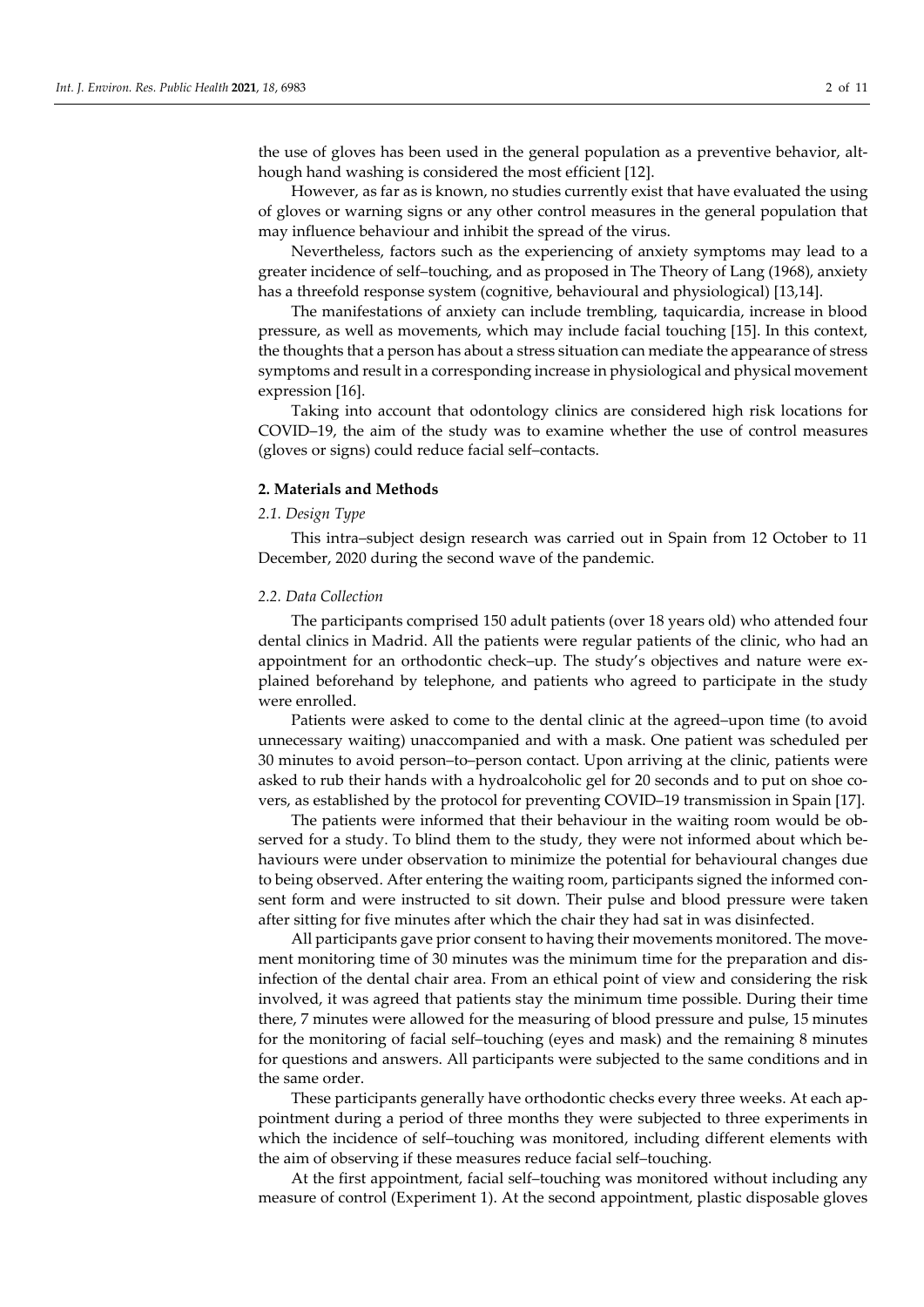the use of gloves has been used in the general population as a preventive behavior, although hand washing is considered the most efficient [12].

However, as far as is known, no studies currently exist that have evaluated the using of gloves or warning signs or any other control measures in the general population that may influence behaviour and inhibit the spread of the virus.

Nevertheless, factors such as the experiencing of anxiety symptoms may lead to a greater incidence of self–touching, and as proposed in The Theory of Lang (1968), anxiety has a threefold response system (cognitive, behavioural and physiological) [13,14].

The manifestations of anxiety can include trembling, taquicardia, increase in blood pressure, as well as movements, which may include facial touching [15]. In this context, the thoughts that a person has about a stress situation can mediate the appearance of stress symptoms and result in a corresponding increase in physiological and physical movement expression [16].

Taking into account that odontology clinics are considered high risk locations for COVID–19, the aim of the study was to examine whether the use of control measures (gloves or signs) could reduce facial self–contacts.

## 2. Materials and Methods

### *2.1. Design Type*

This intra–subject design research was carried out in Spain from 12 October to 11 December, 2020 during the second wave of the pandemic.

### *2.2. Data Collection*

The participants comprised 150 adult patients (over 18 years old) who attended four dental clinics in Madrid. All the patients were regular patients of the clinic, who had an appointment for an orthodontic check–up. The study's objectives and nature were explained beforehand by telephone, and patients who agreed to participate in the study were enrolled.

Patients were asked to come to the dental clinic at the agreed–upon time (to avoid unnecessary waiting) unaccompanied and with a mask. One patient was scheduled per 30 minutes to avoid person–to–person contact. Upon arriving at the clinic, patients were asked to rub their hands with a hydroalcoholic gel for 20 seconds and to put on shoe covers, as established by the protocol for preventing COVID–19 transmission in Spain [17].

The patients were informed that their behaviour in the waiting room would be observed for a study. To blind them to the study, they were not informed about which behaviours were under observation to minimize the potential for behavioural changes due to being observed. After entering the waiting room, participants signed the informed consent form and were instructed to sit down. Their pulse and blood pressure were taken after sitting for five minutes after which the chair they had sat in was disinfected.

All participants gave prior consent to having their movements monitored. The movement monitoring time of 30 minutes was the minimum time for the preparation and disinfection of the dental chair area. From an ethical point of view and considering the risk involved, it was agreed that patients stay the minimum time possible. During their time there, 7 minutes were allowed for the measuring of blood pressure and pulse, 15 minutes for the monitoring of facial self–touching (eyes and mask) and the remaining 8 minutes for questions and answers. All participants were subjected to the same conditions and in the same order.

These participants generally have orthodontic checks every three weeks. At each appointment during a period of three months they were subjected to three experiments in which the incidence of self–touching was monitored, including different elements with the aim of observing if these measures reduce facial self–touching.

At the first appointment, facial self–touching was monitored without including any measure of control (Experiment 1). At the second appointment, plastic disposable gloves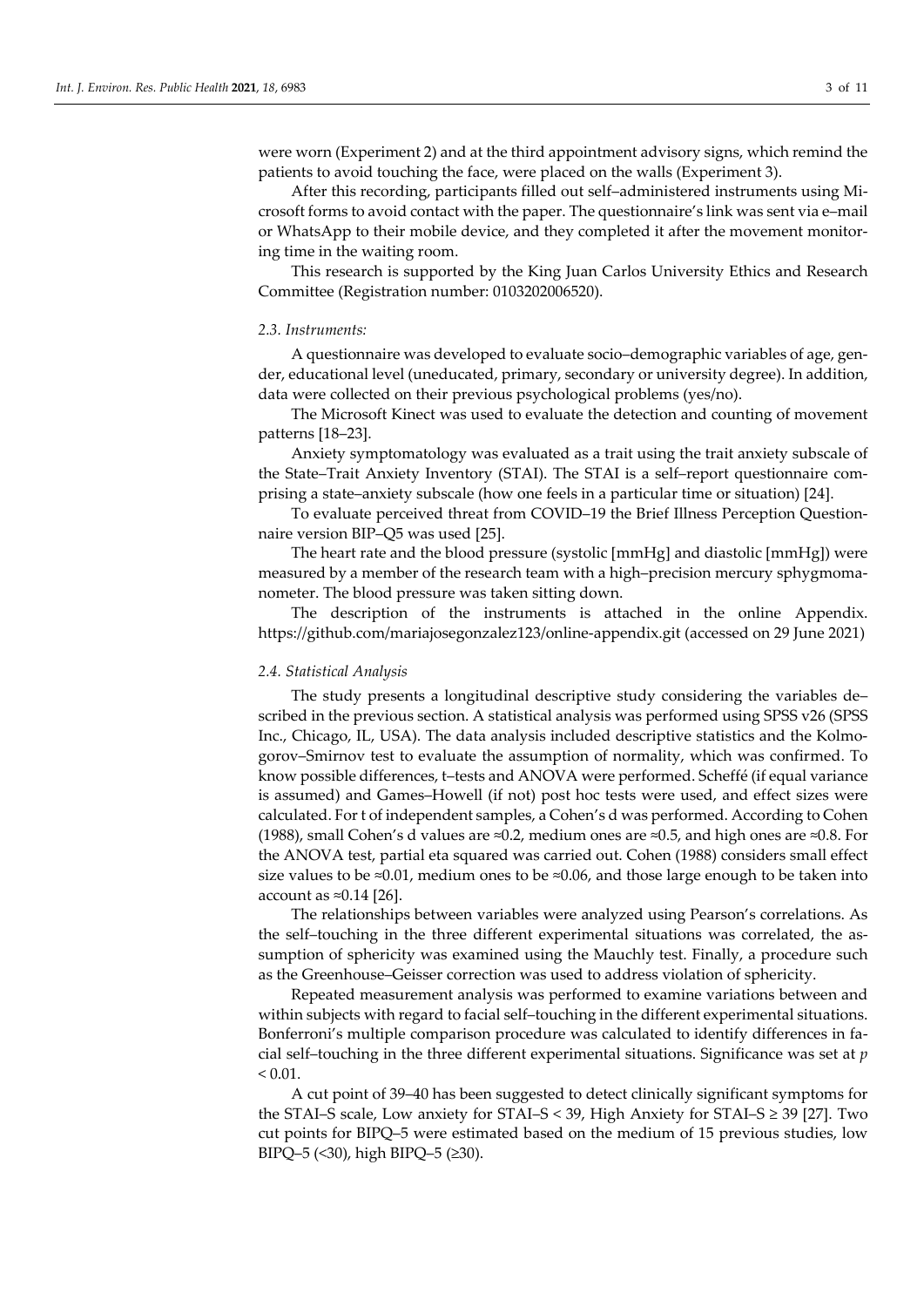were worn (Experiment 2) and at the third appointment advisory signs, which remind the patients to avoid touching the face, were placed on the walls (Experiment 3).

After this recording, participants filled out self–administered instruments using Microsoft forms to avoid contact with the paper. The questionnaire's link was sent via e–mail or WhatsApp to their mobile device, and they completed it after the movement monitoring time in the waiting room.

This research is supported by the King Juan Carlos University Ethics and Research Committee (Registration number: 0103202006520).

### *2.3. Instruments:*

A questionnaire was developed to evaluate socio–demographic variables of age, gender, educational level (uneducated, primary, secondary or university degree). In addition, data were collected on their previous psychological problems (yes/no).

The Microsoft Kinect was used to evaluate the detection and counting of movement patterns [18–23].

Anxiety symptomatology was evaluated as a trait using the trait anxiety subscale of the State–Trait Anxiety Inventory (STAI). The STAI is a self–report questionnaire comprising a state–anxiety subscale (how one feels in a particular time or situation) [24].

To evaluate perceived threat from COVID–19 the Brief Illness Perception Questionnaire version BIP–Q5 was used [25].

The heart rate and the blood pressure (systolic [mmHg] and diastolic [mmHg]) were measured by a member of the research team with a high–precision mercury sphygmomanometer. The blood pressure was taken sitting down.

The description of the instruments is attached in the online Appendix. https://github.com/mariajosegonzalez123/online-appendix.git (accessed on 29 June 2021)

### *2.4. Statistical Analysis*

The study presents a longitudinal descriptive study considering the variables de–scribed in the previous section. A statistical analysis was performed using SPSS v26 (SPSS Inc., Chicago, IL, USA). The data analysis included descriptive statistics and the Kolmogorov–Smirnov test to evaluate the assumption of normality, which was confirmed. To know possible differences, t–tests and ANOVA were performed. Scheffé (if equal variance is assumed) and Games–Howell (if not) post hoc tests were used, and effect sizes were calculated. For t of independent samples, a Cohen's d was performed. According to Cohen (1988), small Cohen's d values are ≈0.2, medium ones are ≈0.5, and high ones are ≈0.8. For the ANOVA test, partial eta squared was carried out. Cohen (1988) considers small effect size values to be ≈0.01, medium ones to be ≈0.06, and those large enough to be taken into account as ≈0.14 [26].

The relationships between variables were analyzed using Pearson's correlations. As the self–touching in the three different experimental situations was correlated, the assumption of sphericity was examined using the Mauchly test. Finally, a procedure such as the Greenhouse–Geisser correction was used to address violation of sphericity.

Repeated measurement analysis was performed to examine variations between and within subjects with regard to facial self–touching in the different experimental situations. Bonferroni's multiple comparison procedure was calculated to identify differences in facial self–touching in the three different experimental situations. Significance was set at $p < 0.01$.

A cut point of 39–40 has been suggested to detect clinically significant symptoms for the STAI–S scale, Low anxiety for STAI–S < 39, High Anxiety for STAI–S ≥ 39 [27]. Two cut points for BIPQ–5 were estimated based on the medium of 15 previous studies, low BIPQ–5 (<30), high BIPQ–5 (≥30).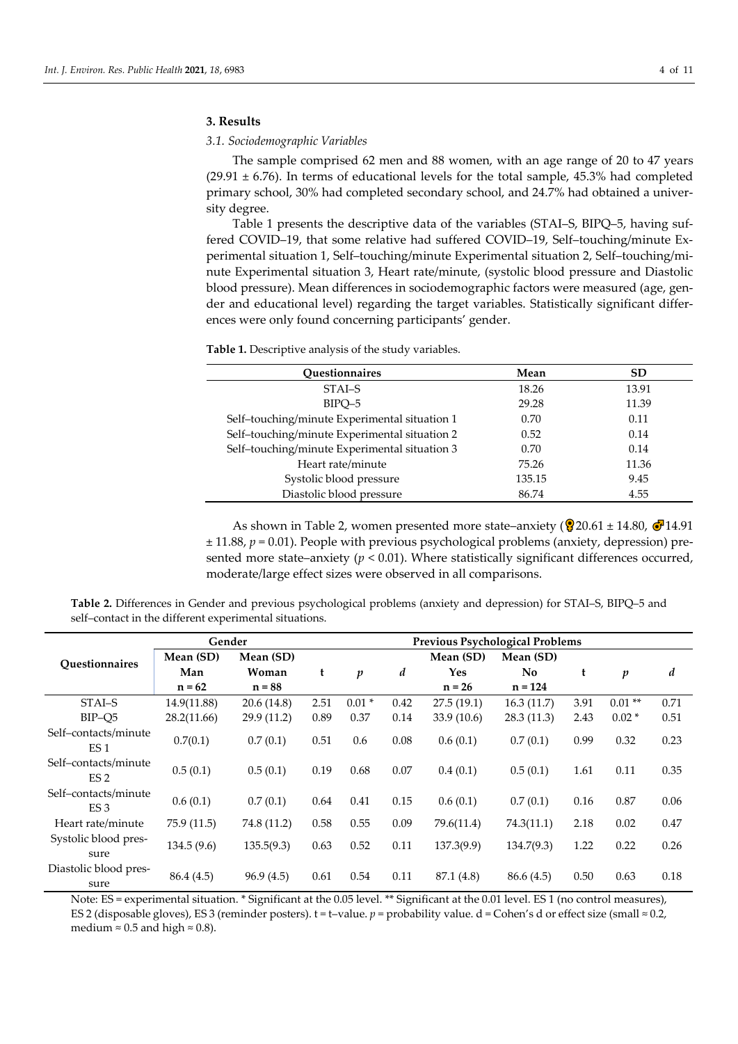## 3. Results

### 3.1. Sociodemographic Variables

The sample comprised 62 men and 88 women, with an age range of 20 to 47 years (29.91 ± 6.76). In terms of educational levels for the total sample, 45.3% had completed primary school, 30% had completed secondary school, and 24.7% had obtained a university degree.

Table 1 presents the descriptive data of the variables (STAI–S, BIPQ–5, having suffered COVID–19, that some relative had suffered COVID–19, Self–touching/minute Experimental situation 1, Self–touching/minute Experimental situation 2, Self–touching/minute Experimental situation 3, Heart rate/minute, (systolic blood pressure and Diastolic blood pressure). Mean differences in sociodemographic factors were measured (age, gender and educational level) regarding the target variables. Statistically significant differences were only found concerning participants' gender.

**Table 1.** Descriptive analysis of the study variables.

| Questionnaires | Mean | SD |
|---|---|---|
| STAI–S | 18.26 | 13.91 |
| BIPQ–5 | 29.28 | 11.39 |
| Self–touching/minute Experimental situation 1 | 0.70 | 0.11 |
| Self–touching/minute Experimental situation 2 | 0.52 | 0.14 |
| Self–touching/minute Experimental situation 3 | 0.70 | 0.14 |
| Heart rate/minute | 75.26 | 11.36 |
| Systolic blood pressure | 135.15 | 9.45 |
| Diastolic blood pressure | 86.74 | 4.55 |

As shown in Table 2, women presented more state–anxiety (♀20.61 ± 14.80, ♂14.91 ± 11.88, $p = 0.01$). People with previous psychological problems (anxiety, depression) presented more state–anxiety ($p < 0.01$). Where statistically significant differences occurred, moderate/large effect sizes were observed in all comparisons.

**Table 2.** Differences in Gender and previous psychological problems (anxiety and depression) for STAI–S, BIPQ–5 and self–contact in the different experimental situations.

| Questionnaires | Gender | | | | | Previous Psychological Problems | | | | |
|---|---|---|---|---|---|---|---|---|---|---|
| | Mean (SD) Man n = 62 | Mean (SD) Woman n = 88 | t | *p* | *d* | Mean (SD) Yes n = 26 | Mean (SD) No n = 124 | t | *p* | *d* |
| STAI–S | 14.9(11.88) | 20.6 (14.8) | 2.51 | 0.01 * | 0.42 | 27.5 (19.1) | 16.3 (11.7) | 3.91 | 0.01 ** | 0.71 |
| BIP–Q5 | 28.2(11.66) | 29.9 (11.2) | 0.89 | 0.37 | 0.14 | 33.9 (10.6) | 28.3 (11.3) | 2.43 | 0.02 * | 0.51 |
| Self–contacts/minute ES 1 | 0.7(0.1) | 0.7 (0.1) | 0.51 | 0.6 | 0.08 | 0.6 (0.1) | 0.7 (0.1) | 0.99 | 0.32 | 0.23 |
| Self–contacts/minute ES 2 | 0.5 (0.1) | 0.5 (0.1) | 0.19 | 0.68 | 0.07 | 0.4 (0.1) | 0.5 (0.1) | 1.61 | 0.11 | 0.35 |
| Self–contacts/minute ES 3 | 0.6 (0.1) | 0.7 (0.1) | 0.64 | 0.41 | 0.15 | 0.6 (0.1) | 0.7 (0.1) | 0.16 | 0.87 | 0.06 |
| Heart rate/minute | 75.9 (11.5) | 74.8 (11.2) | 0.58 | 0.55 | 0.09 | 79.6(11.4) | 74.3(11.1) | 2.18 | 0.02 | 0.47 |
| Systolic blood pressure | 134.5 (9.6) | 135.5(9.3) | 0.63 | 0.52 | 0.11 | 137.3(9.9) | 134.7(9.3) | 1.22 | 0.22 | 0.26 |
| Diastolic blood pressure | 86.4 (4.5) | 96.9 (4.5) | 0.61 | 0.54 | 0.11 | 87.1 (4.8) | 86.6 (4.5) | 0.50 | 0.63 | 0.18 |

Note: ES = experimental situation. * Significant at the 0.05 level. ** Significant at the 0.01 level. ES 1 (no control measures), ES 2 (disposable gloves), ES 3 (reminder posters). t = t–value. *p* = probability value. d = Cohen's d or effect size (small ≈ 0.2, medium ≈ 0.5 and high ≈ 0.8).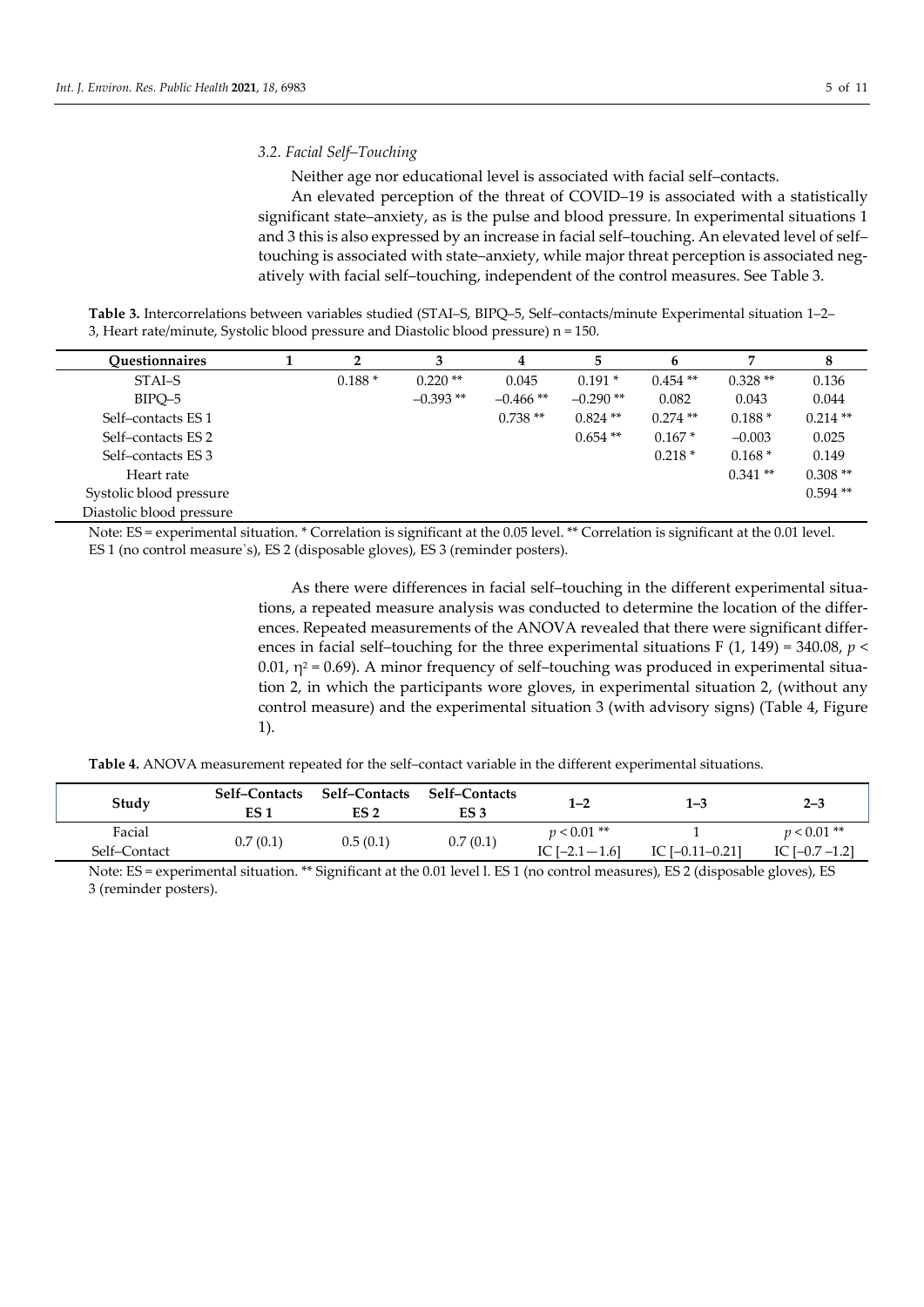### 3.2. Facial Self–Touching

Neither age nor educational level is associated with facial self–contacts.

An elevated perception of the threat of COVID–19 is associated with a statistically significant state–anxiety, as is the pulse and blood pressure. In experimental situations 1 and 3 this is also expressed by an increase in facial self–touching. An elevated level of self–touching is associated with state–anxiety, while major threat perception is associated negatively with facial self–touching, independent of the control measures. See Table 3.

**Table 3.** Intercorrelations between variables studied (STAI–S, BIPQ–5, Self–contacts/minute Experimental situation 1–2–3, Heart rate/minute, Systolic blood pressure and Diastolic blood pressure) n = 150.

| Questionnaires | 1 | 2 | 3 | 4 | 5 | 6 | 7 | 8 |
|---|---|---|---|---|---|---|---|---|
| STAI–S | | 0.188 * | 0.220 ** | 0.045 | 0.191 * | 0.454 ** | 0.328 ** | 0.136 |
| BIPQ–5 | | | −0.393 ** | −0.466 ** | −0.290 ** | 0.082 | 0.043 | 0.044 |
| Self–contacts ES 1 | | | | 0.738 ** | 0.824 ** | 0.274 ** | 0.188 * | 0.214 ** |
| Self–contacts ES 2 | | | | | 0.654 ** | 0.167 * | −0.003 | 0.025 |
| Self–contacts ES 3 | | | | | | 0.218 * | 0.168 * | 0.149 |
| Heart rate | | | | | | | 0.341 ** | 0.308 ** |
| Systolic blood pressure | | | | | | | | 0.594 ** |
| Diastolic blood pressure | | | | | | | | |

Note: ES = experimental situation. * Correlation is significant at the 0.05 level. ** Correlation is significant at the 0.01 level. ES 1 (no control measure`s), ES 2 (disposable gloves), ES 3 (reminder posters).

As there were differences in facial self–touching in the different experimental situations, a repeated measure analysis was conducted to determine the location of the differences. Repeated measurements of the ANOVA revealed that there were significant differences in facial self–touching for the three experimental situations $F$ (1, 149) = 340.08, $p < 0.01$, $\eta^2 = 0.69$). A minor frequency of self–touching was produced in experimental situation 2, in which the participants wore gloves, in experimental situation 2, (without any control measure) and the experimental situation 3 (with advisory signs) (Table 4, Figure 1).

**Table 4.** ANOVA measurement repeated for the self–contact variable in the different experimental situations.

| Study | Self–Contacts ES 1 | Self–Contacts ES 2 | Self–Contacts ES 3 | 1–2 | 1–3 | 2–3 |
|---|---|---|---|---|---|---|
| Facial Self–Contact | 0.7 (0.1) | 0.5 (0.1) | 0.7 (0.1) | $p < 0.01$ ** IC [−2.1 −1.6] | 1 IC [−0.11–0.21] | $p < 0.01$ ** IC [−0.7 −1.2] |

Note: ES = experimental situation. ** Significant at the 0.01 level l. ES 1 (no control measures), ES 2 (disposable gloves), ES 3 (reminder posters).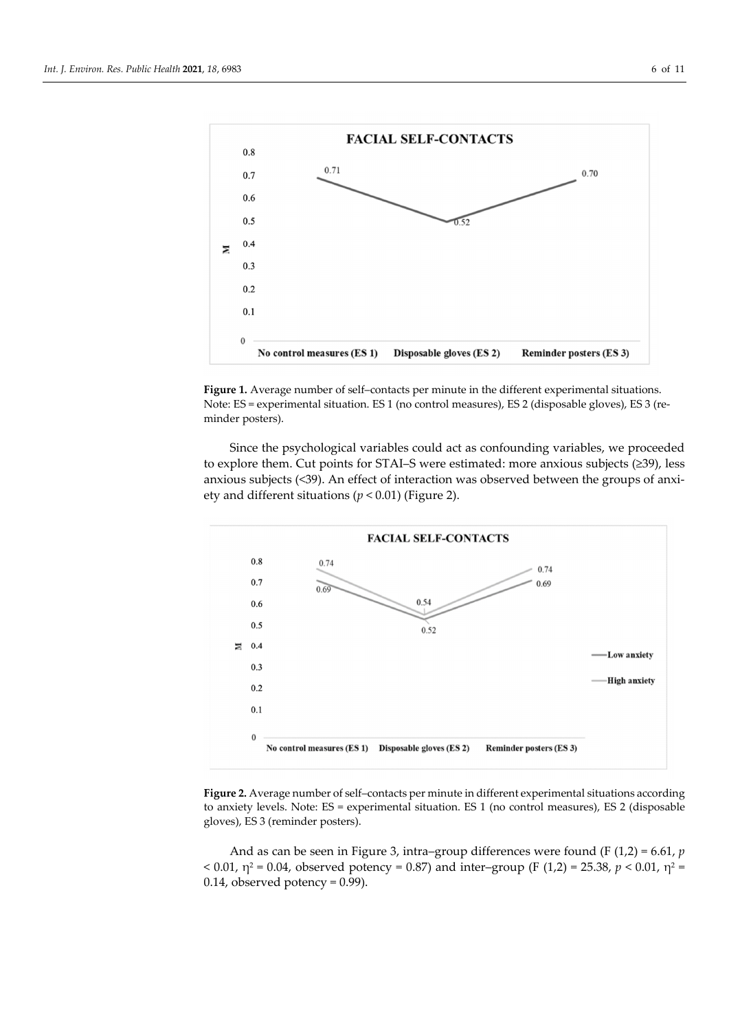**Figure 1.** Average number of self–contacts per minute in the different experimental situations. Note: ES = experimental situation. ES 1 (no control measures), ES 2 (disposable gloves), ES 3 (reminder posters).

Since the psychological variables could act as confounding variables, we proceeded to explore them. Cut points for STAI–S were estimated: more anxious subjects (≥39), less anxious subjects (<39). An effect of interaction was observed between the groups of anxiety and different situations ($p < 0.01$) (Figure 2).

**Figure 2.** Average number of self–contacts per minute in different experimental situations according to anxiety levels. Note: ES = experimental situation. ES 1 (no control measures), ES 2 (disposable gloves), ES 3 (reminder posters).

And as can be seen in Figure 3, intra–group differences were found ($F(1,2) = 6.61$, $p < 0.01$, $\eta^2 = 0.04$, observed potency = 0.87) and inter–group ($F(1,2) = 25.38$, $p < 0.01$, $\eta^2 = 0.14$, observed potency = 0.99).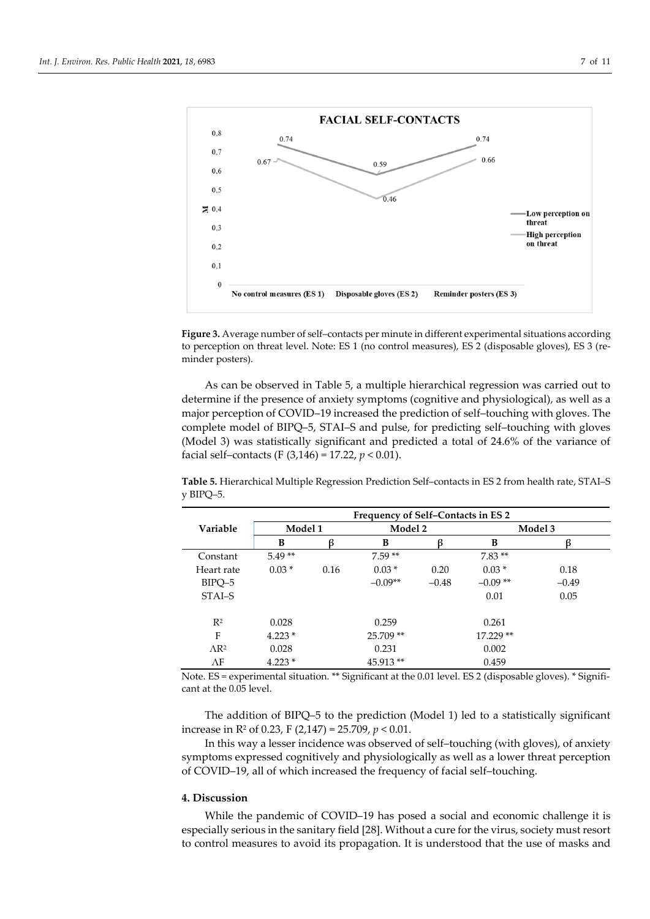**Figure 3.** Average number of self–contacts per minute in different experimental situations according to perception on threat level. Note: ES 1 (no control measures), ES 2 (disposable gloves), ES 3 (reminder posters).

As can be observed in Table 5, a multiple hierarchical regression was carried out to determine if the presence of anxiety symptoms (cognitive and physiological), as well as a major perception of COVID–19 increased the prediction of self–touching with gloves. The complete model of BIPQ–5, STAI–S and pulse, for predicting self–touching with gloves (Model 3) was statistically significant and predicted a total of 24.6% of the variance of facial self–contacts ($F$ (3,146) = 17.22, $p < 0.01$).

**Table 5.** Hierarchical Multiple Regression Prediction Self–contacts in ES 2 from health rate, STAI–S y BIPQ–5.

| Variable | Frequency of Self–Contacts in ES 2 | | | | | |
|---|---|---|---|---|---|---|
| | Model 1 | | Model 2 | | Model 3 | |
| | B | β | B | β | B | β |
| Constant | 5.49 ** | | 7.59 ** | | 7.83 ** | |
| Heart rate | 0.03 * | 0.16 | 0.03 * | 0.20 | 0.03 * | 0.18 |
| BIPQ–5 | | | −0.09** | −0.48 | −0.09 ** | −0.49 |
| STAI–S | | | | | 0.01 | 0.05 |
| $R^2$ | 0.028 | | 0.259 | | 0.261 | |
| F | 4.223 * | | 25.709 ** | | 17.229 ** | |
| $\Delta R^2$ | 0.028 | | 0.231 | | 0.002 | |
| $\Delta F$ | 4.223 * | | 45.913 ** | | 0.459 | |

Note. ES = experimental situation. ** Significant at the 0.01 level. ES 2 (disposable gloves). * Significant at the 0.05 level.

The addition of BIPQ–5 to the prediction (Model 1) led to a statistically significant increase in $R^2$ of 0.23, $F$ (2,147) = 25.709, $p < 0.01$.

In this way a lesser incidence was observed of self–touching (with gloves), of anxiety symptoms expressed cognitively and physiologically as well as a lower threat perception of COVID–19, all of which increased the frequency of facial self–touching.

## 4. Discussion

While the pandemic of COVID–19 has posed a social and economic challenge it is especially serious in the sanitary field [28]. Without a cure for the virus, society must resort to control measures to avoid its propagation. It is understood that the use of masks and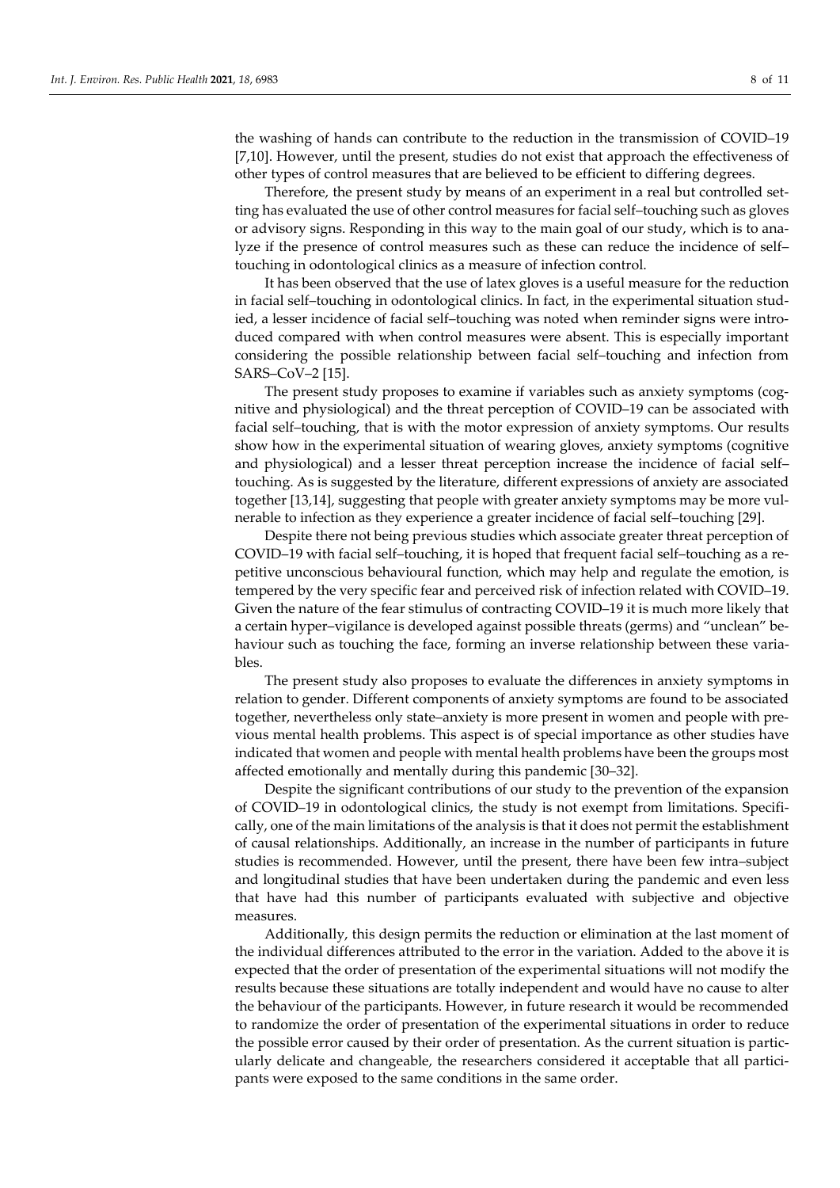the washing of hands can contribute to the reduction in the transmission of COVID–19 [7,10]. However, until the present, studies do not exist that approach the effectiveness of other types of control measures that are believed to be efficient to differing degrees.

Therefore, the present study by means of an experiment in a real but controlled setting has evaluated the use of other control measures for facial self–touching such as gloves or advisory signs. Responding in this way to the main goal of our study, which is to analyze if the presence of control measures such as these can reduce the incidence of self–touching in odontological clinics as a measure of infection control.

It has been observed that the use of latex gloves is a useful measure for the reduction in facial self–touching in odontological clinics. In fact, in the experimental situation studied, a lesser incidence of facial self–touching was noted when reminder signs were introduced compared with when control measures were absent. This is especially important considering the possible relationship between facial self–touching and infection from SARS–CoV–2 [15].

The present study proposes to examine if variables such as anxiety symptoms (cognitive and physiological) and the threat perception of COVID–19 can be associated with facial self–touching, that is with the motor expression of anxiety symptoms. Our results show how in the experimental situation of wearing gloves, anxiety symptoms (cognitive and physiological) and a lesser threat perception increase the incidence of facial self–touching. As is suggested by the literature, different expressions of anxiety are associated together [13,14], suggesting that people with greater anxiety symptoms may be more vulnerable to infection as they experience a greater incidence of facial self–touching [29].

Despite there not being previous studies which associate greater threat perception of COVID–19 with facial self–touching, it is hoped that frequent facial self–touching as a repetitive unconscious behavioural function, which may help and regulate the emotion, is tempered by the very specific fear and perceived risk of infection related with COVID–19. Given the nature of the fear stimulus of contracting COVID–19 it is much more likely that a certain hyper–vigilance is developed against possible threats (germs) and "unclean" behaviour such as touching the face, forming an inverse relationship between these variables.

The present study also proposes to evaluate the differences in anxiety symptoms in relation to gender. Different components of anxiety symptoms are found to be associated together, nevertheless only state–anxiety is more present in women and people with previous mental health problems. This aspect is of special importance as other studies have indicated that women and people with mental health problems have been the groups most affected emotionally and mentally during this pandemic [30–32].

Despite the significant contributions of our study to the prevention of the expansion of COVID–19 in odontological clinics, the study is not exempt from limitations. Specifically, one of the main limitations of the analysis is that it does not permit the establishment of causal relationships. Additionally, an increase in the number of participants in future studies is recommended. However, until the present, there have been few intra–subject and longitudinal studies that have been undertaken during the pandemic and even less that have had this number of participants evaluated with subjective and objective measures.

Additionally, this design permits the reduction or elimination at the last moment of the individual differences attributed to the error in the variation. Added to the above it is expected that the order of presentation of the experimental situations will not modify the results because these situations are totally independent and would have no cause to alter the behaviour of the participants. However, in future research it would be recommended to randomize the order of presentation of the experimental situations in order to reduce the possible error caused by their order of presentation. As the current situation is particularly delicate and changeable, the researchers considered it acceptable that all participants were exposed to the same conditions in the same order.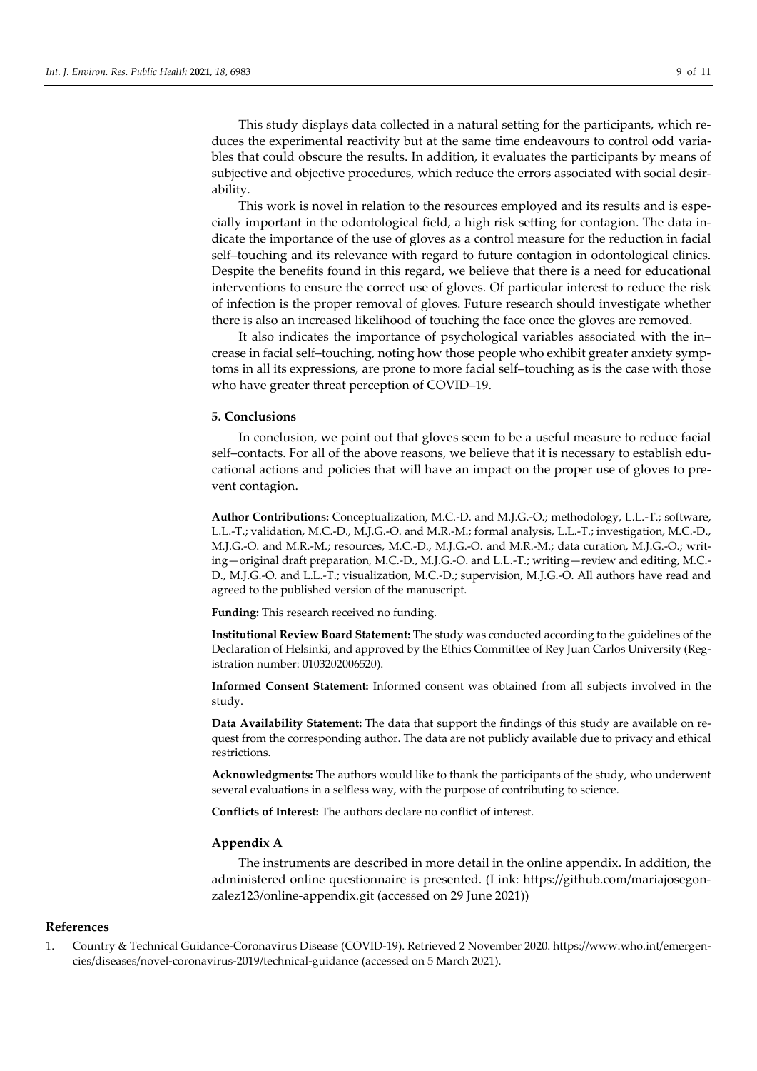This study displays data collected in a natural setting for the participants, which reduces the experimental reactivity but at the same time endeavours to control odd variables that could obscure the results. In addition, it evaluates the participants by means of subjective and objective procedures, which reduce the errors associated with social desirability.

This work is novel in relation to the resources employed and its results and is especially important in the odontological field, a high risk setting for contagion. The data indicate the importance of the use of gloves as a control measure for the reduction in facial self–touching and its relevance with regard to future contagion in odontological clinics. Despite the benefits found in this regard, we believe that there is a need for educational interventions to ensure the correct use of gloves. Of particular interest to reduce the risk of infection is the proper removal of gloves. Future research should investigate whether there is also an increased likelihood of touching the face once the gloves are removed.

It also indicates the importance of psychological variables associated with the in–crease in facial self–touching, noting how those people who exhibit greater anxiety symptoms in all its expressions, are prone to more facial self–touching as is the case with those who have greater threat perception of COVID–19.

## 5. Conclusions

In conclusion, we point out that gloves seem to be a useful measure to reduce facial self–contacts. For all of the above reasons, we believe that it is necessary to establish educational actions and policies that will have an impact on the proper use of gloves to prevent contagion.

**Author Contributions:** Conceptualization, M.C.-D. and M.J.G.-O.; methodology, L.L.-T.; software, L.L.-T.; validation, M.C.-D., M.J.G.-O. and M.R.-M.; formal analysis, L.L.-T.; investigation, M.C.-D., M.J.G.-O. and M.R.-M.; resources, M.C.-D., M.J.G.-O. and M.R.-M.; data curation, M.J.G.-O.; writing—original draft preparation, M.C.-D., M.J.G.-O. and L.L.-T.; writing—review and editing, M.C.-D., M.J.G.-O. and L.L.-T.; visualization, M.C.-D.; supervision, M.J.G.-O. All authors have read and agreed to the published version of the manuscript.

**Funding:** This research received no funding.

**Institutional Review Board Statement:** The study was conducted according to the guidelines of the Declaration of Helsinki, and approved by the Ethics Committee of Rey Juan Carlos University (Registration number: 0103202006520).

**Informed Consent Statement:** Informed consent was obtained from all subjects involved in the study.

**Data Availability Statement:** The data that support the findings of this study are available on request from the corresponding author. The data are not publicly available due to privacy and ethical restrictions.

**Acknowledgments:** The authors would like to thank the participants of the study, who underwent several evaluations in a selfless way, with the purpose of contributing to science.

**Conflicts of Interest:** The authors declare no conflict of interest.

## Appendix A

The instruments are described in more detail in the online appendix. In addition, the administered online questionnaire is presented. (Link: https://github.com/mariajosegonzalez123/online-appendix.git (accessed on 29 June 2021))

## References

1. Country & Technical Guidance-Coronavirus Disease (COVID-19). Retrieved 2 November 2020. https://www.who.int/emergencies/diseases/novel-coronavirus-2019/technical-guidance (accessed on 5 March 2021).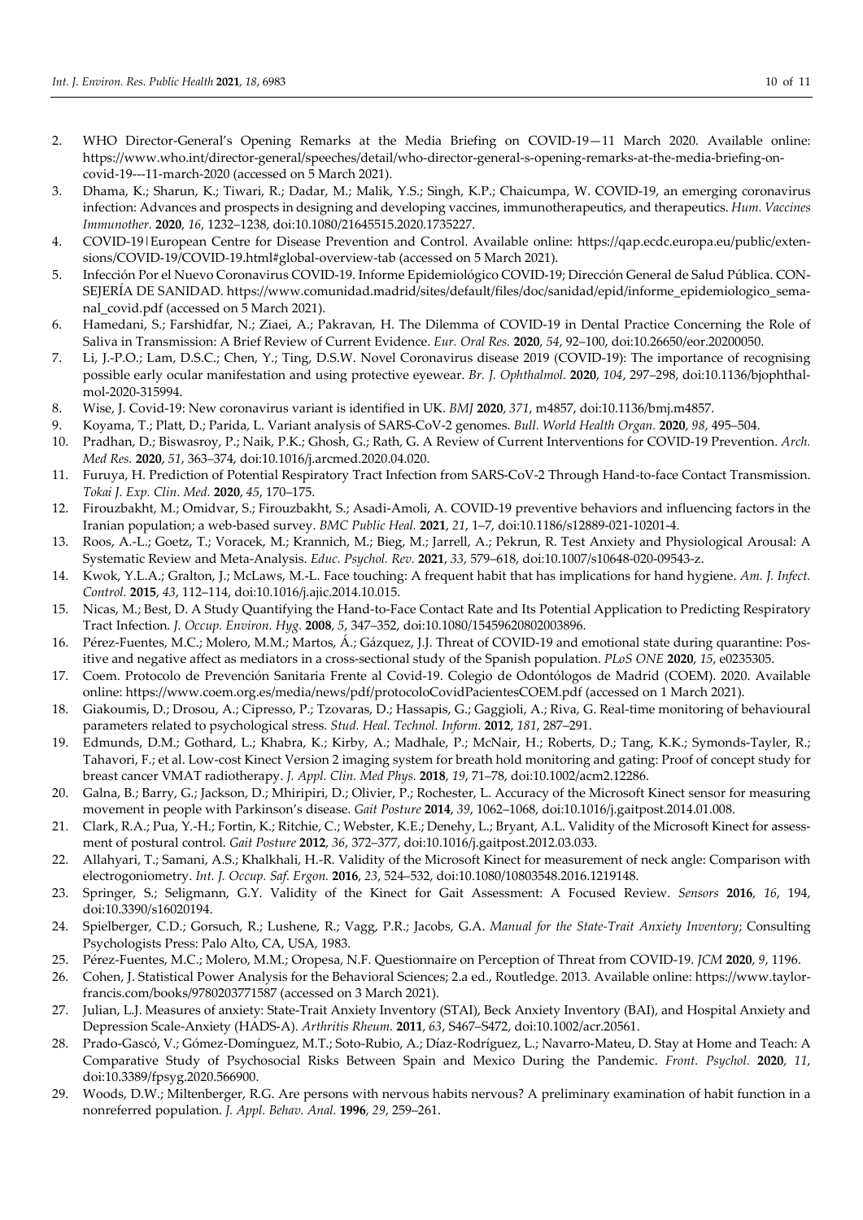2. WHO Director-General's Opening Remarks at the Media Briefing on COVID-19—11 March 2020. Available online: https://www.who.int/director-general/speeches/detail/who-director-general-s-opening-remarks-at-the-media-briefing-on-covid-19---11-march-2020 (accessed on 5 March 2021).
3. Dhama, K.; Sharun, K.; Tiwari, R.; Dadar, M.; Malik, Y.S.; Singh, K.P.; Chaicumpa, W. COVID-19, an emerging coronavirus infection: Advances and prospects in designing and developing vaccines, immunotherapeutics, and therapeutics. *Hum. Vaccines Immunother.* **2020**, *16*, 1232–1238, doi:10.1080/21645515.2020.1735227.
4. COVID-19 | European Centre for Disease Prevention and Control. Available online: https://qap.ecdc.europa.eu/public/extensions/COVID-19/COVID-19.html#global-overview-tab (accessed on 5 March 2021).
5. Infección Por el Nuevo Coronavirus COVID-19. Informe Epidemiológico COVID-19; Dirección General de Salud Pública. CONSEJERÍA DE SANIDAD. https://www.comunidad.madrid/sites/default/files/doc/sanidad/epid/informe_epidemiologico_semanal_covid.pdf (accessed on 5 March 2021).
6. Hamedani, S.; Farshidfar, N.; Ziaei, A.; Pakravan, H. The Dilemma of COVID-19 in Dental Practice Concerning the Role of Saliva in Transmission: A Brief Review of Current Evidence. *Eur. Oral Res.* **2020**, *54*, 92–100, doi:10.26650/eor.20200050.
7. Li, J.-P.O.; Lam, D.S.C.; Chen, Y.; Ting, D.S.W. Novel Coronavirus disease 2019 (COVID-19): The importance of recognising possible early ocular manifestation and using protective eyewear. *Br. J. Ophthalmol.* **2020**, *104*, 297–298, doi:10.1136/bjophthalmol-2020-315994.
8. Wise, J. Covid-19: New coronavirus variant is identified in UK. *BMJ* **2020**, *371*, m4857, doi:10.1136/bmj.m4857.
9. Koyama, T.; Platt, D.; Parida, L. Variant analysis of SARS-CoV-2 genomes. *Bull. World Health Organ.* **2020**, *98*, 495–504.
10. Pradhan, D.; Biswasroy, P.; Naik, P.K.; Ghosh, G.; Rath, G. A Review of Current Interventions for COVID-19 Prevention. *Arch. Med Res.* **2020**, *51*, 363–374, doi:10.1016/j.arcmed.2020.04.020.
11. Furuya, H. Prediction of Potential Respiratory Tract Infection from SARS-CoV-2 Through Hand-to-face Contact Transmission. *Tokai J. Exp. Clin. Med.* **2020**, *45*, 170–175.
12. Firouzbakht, M.; Omidvar, S.; Firouzbakht, S.; Asadi-Amoli, A. COVID-19 preventive behaviors and influencing factors in the Iranian population; a web-based survey. *BMC Public Heal.* **2021**, *21*, 1–7, doi:10.1186/s12889-021-10201-4.
13. Roos, A.-L.; Goetz, T.; Voracek, M.; Krannich, M.; Bieg, M.; Jarrell, A.; Pekrun, R. Test Anxiety and Physiological Arousal: A Systematic Review and Meta-Analysis. *Educ. Psychol. Rev.* **2021**, *33*, 579–618, doi:10.1007/s10648-020-09543-z.
14. Kwok, Y.L.A.; Gralton, J.; McLaws, M.-L. Face touching: A frequent habit that has implications for hand hygiene. *Am. J. Infect. Control.* **2015**, *43*, 112–114, doi:10.1016/j.ajic.2014.10.015.
15. Nicas, M.; Best, D. A Study Quantifying the Hand-to-Face Contact Rate and Its Potential Application to Predicting Respiratory Tract Infection. *J. Occup. Environ. Hyg.* **2008**, *5*, 347–352, doi:10.1080/15459620802003896.
16. Pérez-Fuentes, M.C.; Molero, M.M.; Martos, Á.; Gázquez, J.J. Threat of COVID-19 and emotional state during quarantine: Positive and negative affect as mediators in a cross-sectional study of the Spanish population. *PLoS ONE* **2020**, *15*, e0235305.
17. Coem. Protocolo de Prevención Sanitaria Frente al Covid-19. Colegio de Odontólogos de Madrid (COEM). 2020. Available online: https://www.coem.org.es/media/news/pdf/protocoloCovidPacientesCOEM.pdf (accessed on 1 March 2021).
18. Giakoumis, D.; Drosou, A.; Cipresso, P.; Tzovaras, D.; Hassapis, G.; Gaggioli, A.; Riva, G. Real-time monitoring of behavioural parameters related to psychological stress. *Stud. Heal. Technol. Inform.* **2012**, *181*, 287–291.
19. Edmunds, D.M.; Gothard, L.; Khabra, K.; Kirby, A.; Madhale, P.; McNair, H.; Roberts, D.; Tang, K.K.; Symonds-Tayler, R.; Tahavori, F.; et al. Low-cost Kinect Version 2 imaging system for breath hold monitoring and gating: Proof of concept study for breast cancer VMAT radiotherapy. *J. Appl. Clin. Med Phys.* **2018**, *19*, 71–78, doi:10.1002/acm2.12286.
20. Galna, B.; Barry, G.; Jackson, D.; Mhiripiri, D.; Olivier, P.; Rochester, L. Accuracy of the Microsoft Kinect sensor for measuring movement in people with Parkinson's disease. *Gait Posture* **2014**, *39*, 1062–1068, doi:10.1016/j.gaitpost.2014.01.008.
21. Clark, R.A.; Pua, Y.-H.; Fortin, K.; Ritchie, C.; Webster, K.E.; Denehy, L.; Bryant, A.L. Validity of the Microsoft Kinect for assessment of postural control. *Gait Posture* **2012**, *36*, 372–377, doi:10.1016/j.gaitpost.2012.03.033.
22. Allahyari, T.; Samani, A.S.; Khalkhali, H.-R. Validity of the Microsoft Kinect for measurement of neck angle: Comparison with electrogoniometry. *Int. J. Occup. Saf. Ergon.* **2016**, *23*, 524–532, doi:10.1080/10803548.2016.1219148.
23. Springer, S.; Seligmann, G.Y. Validity of the Kinect for Gait Assessment: A Focused Review. *Sensors* **2016**, *16*, 194, doi:10.3390/s16020194.
24. Spielberger, C.D.; Gorsuch, R.; Lushene, R.; Vagg, P.R.; Jacobs, G.A. *Manual for the State-Trait Anxiety Inventory*; Consulting Psychologists Press: Palo Alto, CA, USA, 1983.
25. Pérez-Fuentes, M.C.; Molero, M.M.; Oropesa, N.F. Questionnaire on Perception of Threat from COVID-19. *JCM* **2020**, *9*, 1196.
26. Cohen, J. Statistical Power Analysis for the Behavioral Sciences; 2.a ed., Routledge. 2013. Available online: https://www.taylorfrancis.com/books/9780203771587 (accessed on 3 March 2021).
27. Julian, L.J. Measures of anxiety: State-Trait Anxiety Inventory (STAI), Beck Anxiety Inventory (BAI), and Hospital Anxiety and Depression Scale-Anxiety (HADS-A). *Arthritis Rheum.* **2011**, *63*, S467–S472, doi:10.1002/acr.20561.
28. Prado-Gascó, V.; Gómez-Domínguez, M.T.; Soto-Rubio, A.; Díaz-Rodríguez, L.; Navarro-Mateu, D. Stay at Home and Teach: A Comparative Study of Psychosocial Risks Between Spain and Mexico During the Pandemic. *Front. Psychol.* **2020**, *11*, doi:10.3389/fpsyg.2020.566900.
29. Woods, D.W.; Miltenberger, R.G. Are persons with nervous habits nervous? A preliminary examination of habit function in a nonreferred population. *J. Appl. Behav. Anal.* **1996**, *29*, 259–261.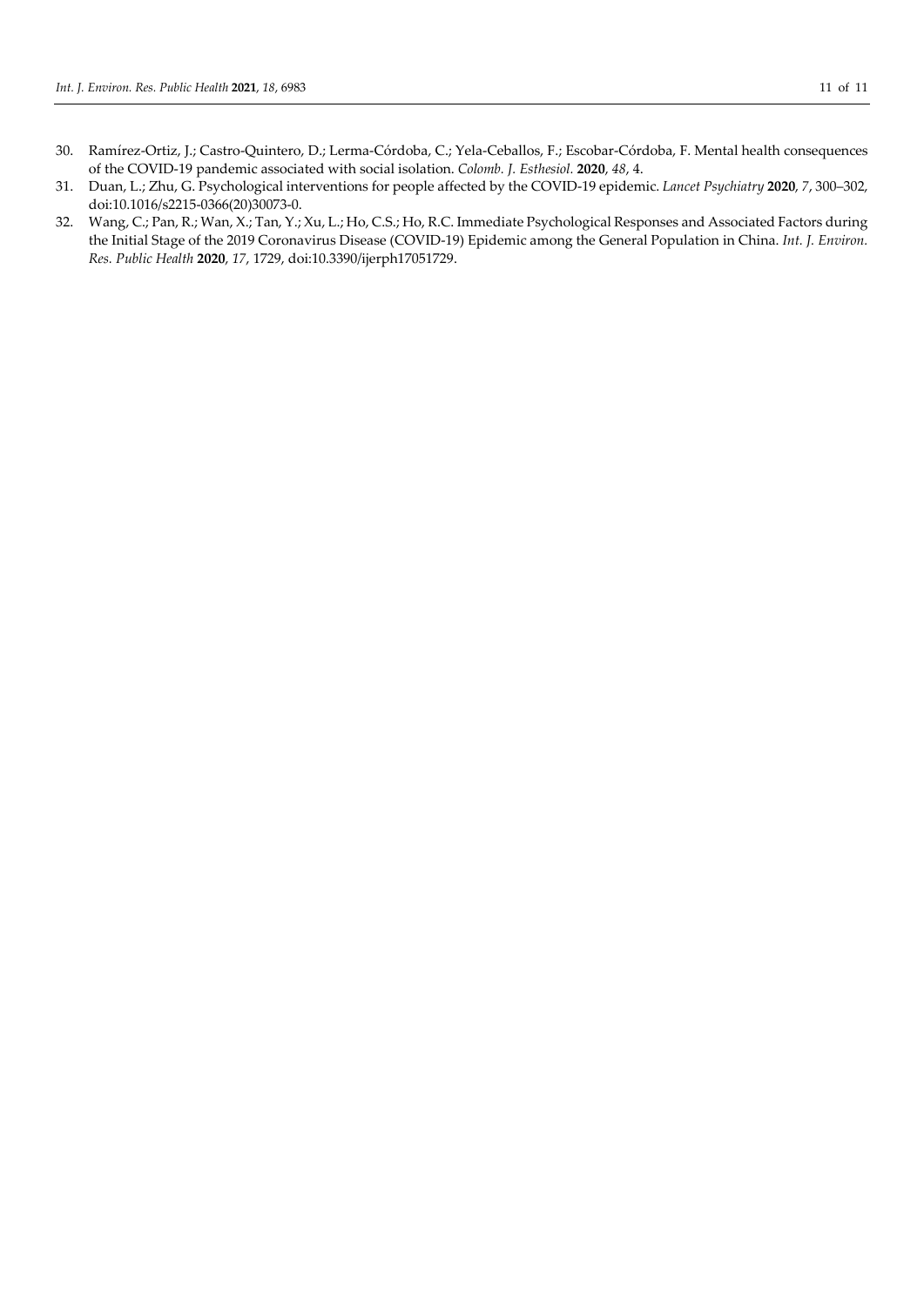30. Ramírez-Ortiz, J.; Castro-Quintero, D.; Lerma-Córdoba, C.; Yela-Ceballos, F.; Escobar-Córdoba, F. Mental health consequences of the COVID-19 pandemic associated with social isolation. *Colomb. J. Esthesiol.* **2020**, *48*, 4.
31. Duan, L.; Zhu, G. Psychological interventions for people affected by the COVID-19 epidemic. *Lancet Psychiatry* **2020**, *7*, 300–302, doi:10.1016/s2215-0366(20)30073-0.
32. Wang, C.; Pan, R.; Wan, X.; Tan, Y.; Xu, L.; Ho, C.S.; Ho, R.C. Immediate Psychological Responses and Associated Factors during the Initial Stage of the 2019 Coronavirus Disease (COVID-19) Epidemic among the General Population in China. *Int. J. Environ. Res. Public Health* **2020**, *17*, 1729, doi:10.3390/ijerph17051729.